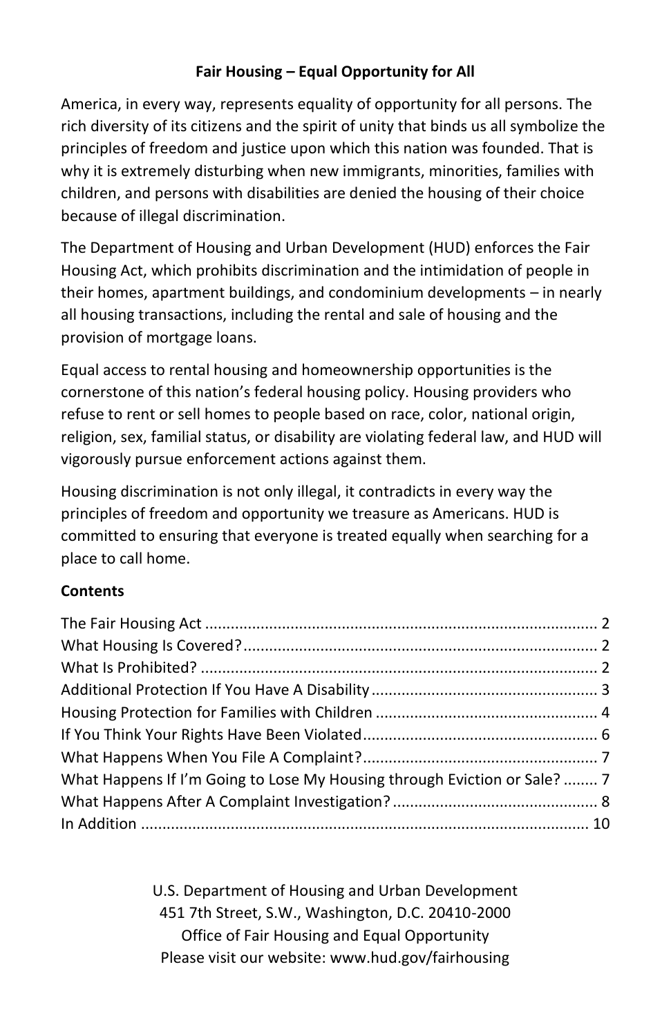# Fair Housing – Equal Opportunity for All

America, in every way, represents equality of opportunity for all persons. The rich diversity of its citizens and the spirit of unity that binds us all symbolize the principles of freedom and justice upon which this nation was founded. That is why it is extremely disturbing when new immigrants, minorities, families with children, and persons with disabilities are denied the housing of their choice because of illegal discrimination.

The Department of Housing and Urban Development (HUD) enforces the Fair Housing Act, which prohibits discrimination and the intimidation of people in their homes, apartment buildings, and condominium developments – in nearly all housing transactions, including the rental and sale of housing and the provision of mortgage loans.

Equal access to rental housing and homeownership opportunities is the cornerstone of this nation's federal housing policy. Housing providers who refuse to rent or sell homes to people based on race, color, national origin, religion, sex, familial status, or disability are violating federal law, and HUD will vigorously pursue enforcement actions against them.

Housing discrimination is not only illegal, it contradicts in every way the principles of freedom and opportunity we treasure as Americans. HUD is committed to ensuring that everyone is treated equally when searching for a place to call home.

## Contents

The Fair Housing Act .......... 2
What Housing Is Covered? .......... 2
What Is Prohibited? .......... 2
Additional Protection If You Have A Disability .......... 3
Housing Protection for Families with Children .......... 4
If You Think Your Rights Have Been Violated .......... 6
What Happens When You File A Complaint? .......... 7
What Happens If I'm Going to Lose My Housing through Eviction or Sale? .......... 7
What Happens After A Complaint Investigation? .......... 8
In Addition .......... 10

U.S. Department of Housing and Urban Development
451 7th Street, S.W., Washington, D.C. 20410-2000
Office of Fair Housing and Equal Opportunity
Please visit our website: www.hud.gov/fairhousing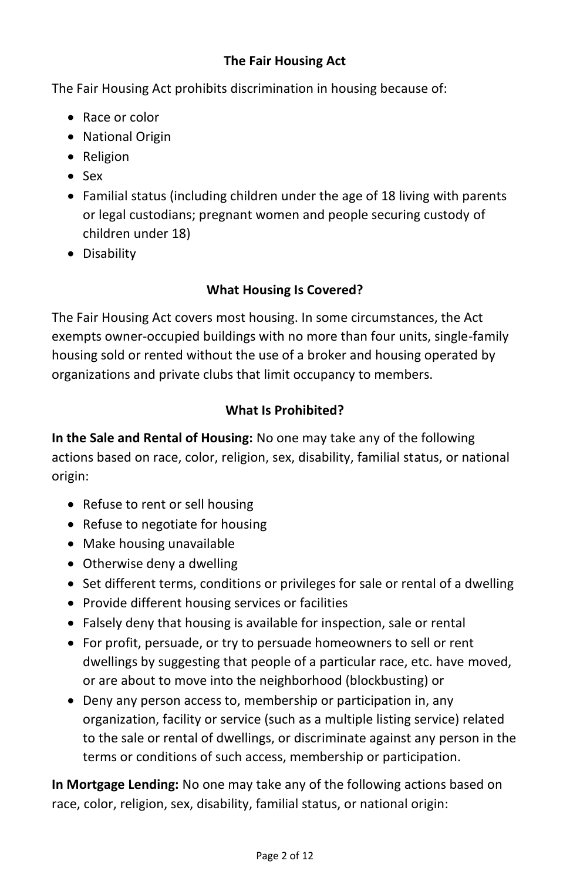## The Fair Housing Act

The Fair Housing Act prohibits discrimination in housing because of:

- Race or color
- National Origin
- Religion
- Sex
- Familial status (including children under the age of 18 living with parents or legal custodians; pregnant women and people securing custody of children under 18)
- Disability

## What Housing Is Covered?

The Fair Housing Act covers most housing. In some circumstances, the Act exempts owner-occupied buildings with no more than four units, single-family housing sold or rented without the use of a broker and housing operated by organizations and private clubs that limit occupancy to members.

## What Is Prohibited?

**In the Sale and Rental of Housing:** No one may take any of the following actions based on race, color, religion, sex, disability, familial status, or national origin:

- Refuse to rent or sell housing
- Refuse to negotiate for housing
- Make housing unavailable
- Otherwise deny a dwelling
- Set different terms, conditions or privileges for sale or rental of a dwelling
- Provide different housing services or facilities
- Falsely deny that housing is available for inspection, sale or rental
- For profit, persuade, or try to persuade homeowners to sell or rent dwellings by suggesting that people of a particular race, etc. have moved, or are about to move into the neighborhood (blockbusting) or
- Deny any person access to, membership or participation in, any organization, facility or service (such as a multiple listing service) related to the sale or rental of dwellings, or discriminate against any person in the terms or conditions of such access, membership or participation.

**In Mortgage Lending:** No one may take any of the following actions based on race, color, religion, sex, disability, familial status, or national origin: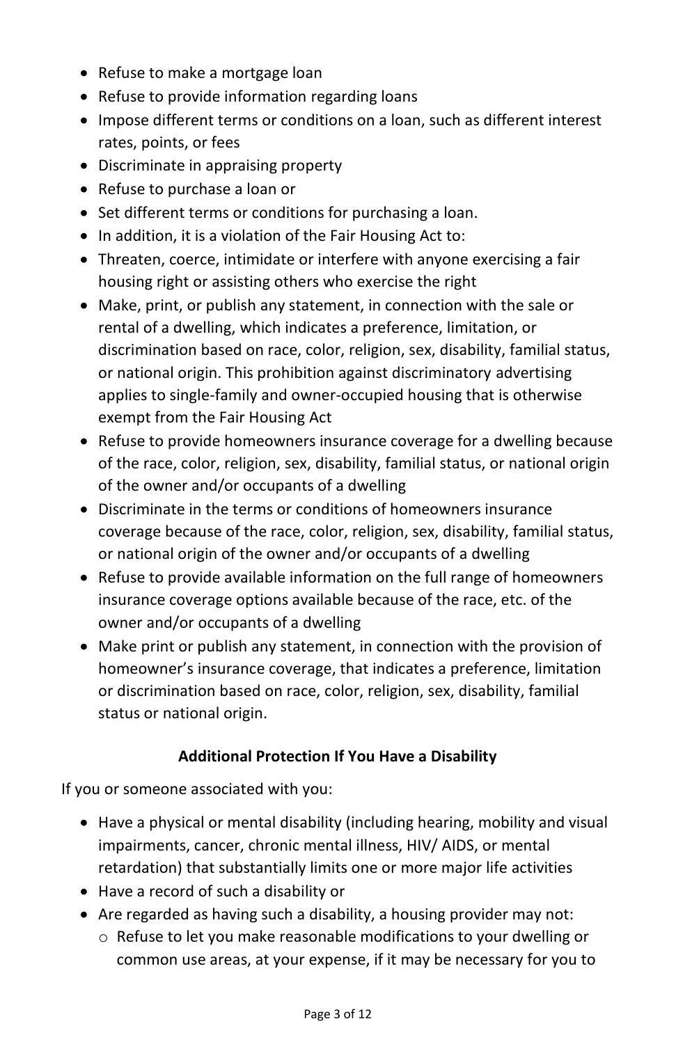- Refuse to make a mortgage loan
- Refuse to provide information regarding loans
- Impose different terms or conditions on a loan, such as different interest rates, points, or fees
- Discriminate in appraising property
- Refuse to purchase a loan or
- Set different terms or conditions for purchasing a loan.
- In addition, it is a violation of the Fair Housing Act to:
- Threaten, coerce, intimidate or interfere with anyone exercising a fair housing right or assisting others who exercise the right
- Make, print, or publish any statement, in connection with the sale or rental of a dwelling, which indicates a preference, limitation, or discrimination based on race, color, religion, sex, disability, familial status, or national origin. This prohibition against discriminatory advertising applies to single-family and owner-occupied housing that is otherwise exempt from the Fair Housing Act
- Refuse to provide homeowners insurance coverage for a dwelling because of the race, color, religion, sex, disability, familial status, or national origin of the owner and/or occupants of a dwelling
- Discriminate in the terms or conditions of homeowners insurance coverage because of the race, color, religion, sex, disability, familial status, or national origin of the owner and/or occupants of a dwelling
- Refuse to provide available information on the full range of homeowners insurance coverage options available because of the race, etc. of the owner and/or occupants of a dwelling
- Make print or publish any statement, in connection with the provision of homeowner's insurance coverage, that indicates a preference, limitation or discrimination based on race, color, religion, sex, disability, familial status or national origin.

**Additional Protection If You Have a Disability**

If you or someone associated with you:

- Have a physical or mental disability (including hearing, mobility and visual impairments, cancer, chronic mental illness, HIV/ AIDS, or mental retardation) that substantially limits one or more major life activities
- Have a record of such a disability or
- Are regarded as having such a disability, a housing provider may not:
  - Refuse to let you make reasonable modifications to your dwelling or common use areas, at your expense, if it may be necessary for you to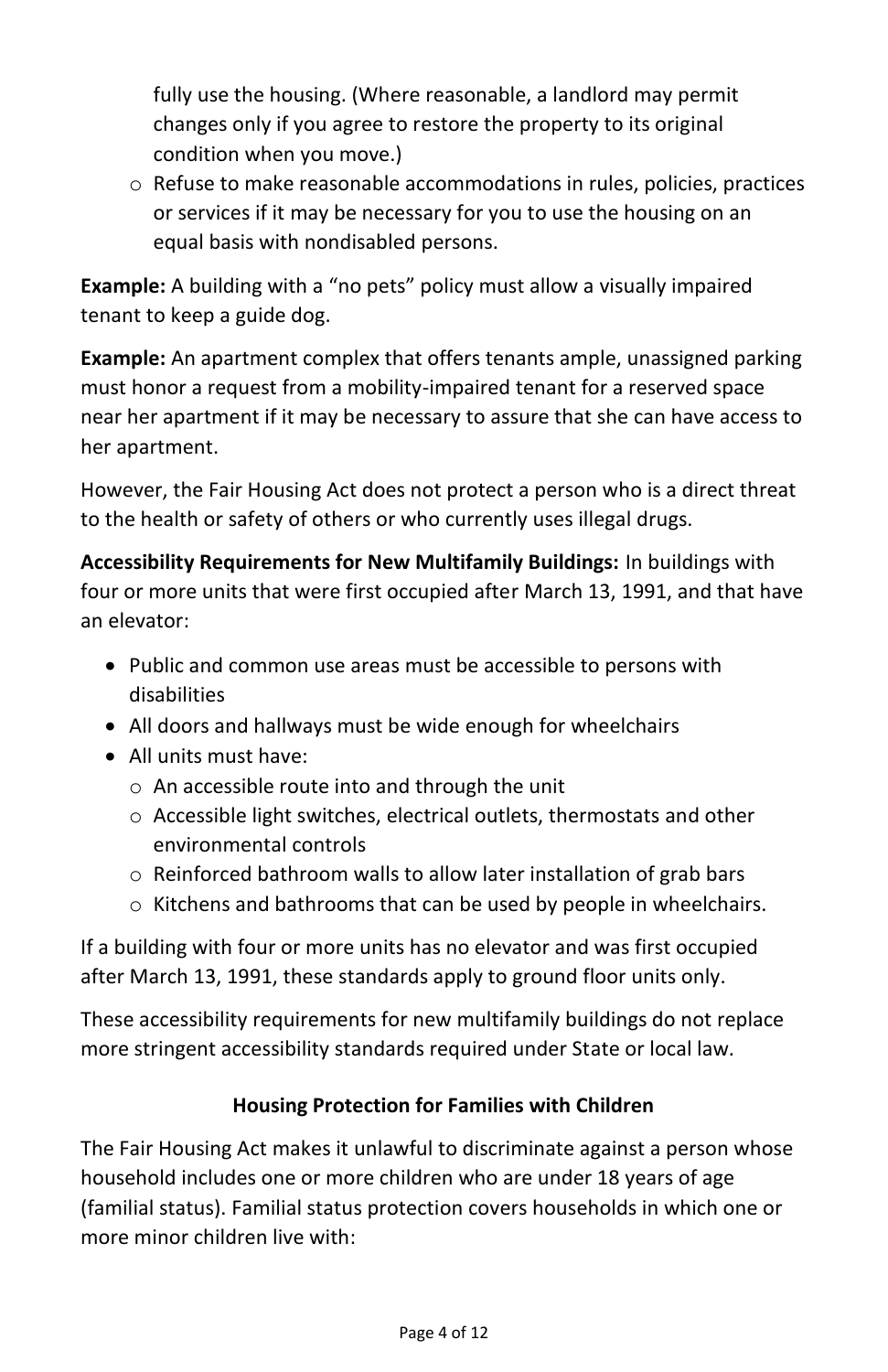fully use the housing. (Where reasonable, a landlord may permit changes only if you agree to restore the property to its original condition when you move.)
  - Refuse to make reasonable accommodations in rules, policies, practices or services if it may be necessary for you to use the housing on an equal basis with nondisabled persons.

**Example:** A building with a "no pets" policy must allow a visually impaired tenant to keep a guide dog.

**Example:** An apartment complex that offers tenants ample, unassigned parking must honor a request from a mobility-impaired tenant for a reserved space near her apartment if it may be necessary to assure that she can have access to her apartment.

However, the Fair Housing Act does not protect a person who is a direct threat to the health or safety of others or who currently uses illegal drugs.

**Accessibility Requirements for New Multifamily Buildings:** In buildings with four or more units that were first occupied after March 13, 1991, and that have an elevator:

- Public and common use areas must be accessible to persons with disabilities
- All doors and hallways must be wide enough for wheelchairs
- All units must have:
  - An accessible route into and through the unit
  - Accessible light switches, electrical outlets, thermostats and other environmental controls
  - Reinforced bathroom walls to allow later installation of grab bars
  - Kitchens and bathrooms that can be used by people in wheelchairs.

If a building with four or more units has no elevator and was first occupied after March 13, 1991, these standards apply to ground floor units only.

These accessibility requirements for new multifamily buildings do not replace more stringent accessibility standards required under State or local law.

## Housing Protection for Families with Children

The Fair Housing Act makes it unlawful to discriminate against a person whose household includes one or more children who are under 18 years of age (familial status). Familial status protection covers households in which one or more minor children live with: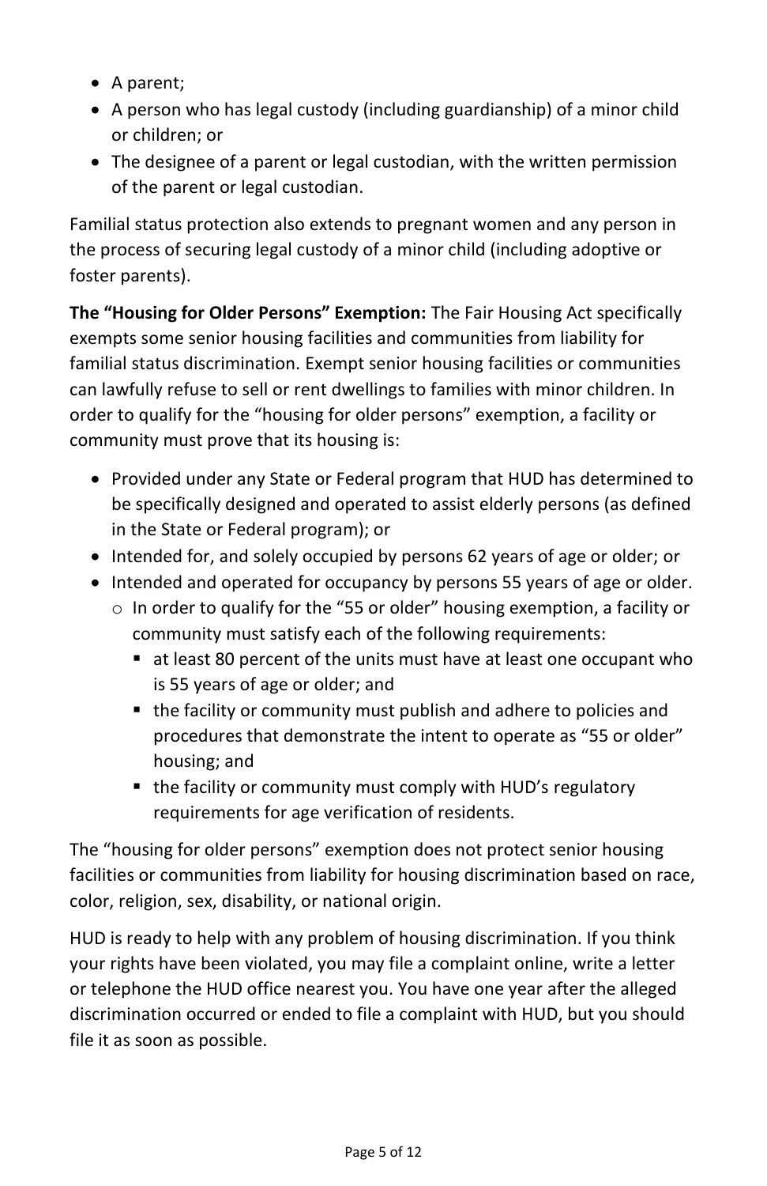- A parent;
- A person who has legal custody (including guardianship) of a minor child or children; or
- The designee of a parent or legal custodian, with the written permission of the parent or legal custodian.

Familial status protection also extends to pregnant women and any person in the process of securing legal custody of a minor child (including adoptive or foster parents).

**The "Housing for Older Persons" Exemption:** The Fair Housing Act specifically exempts some senior housing facilities and communities from liability for familial status discrimination. Exempt senior housing facilities or communities can lawfully refuse to sell or rent dwellings to families with minor children. In order to qualify for the "housing for older persons" exemption, a facility or community must prove that its housing is:

- Provided under any State or Federal program that HUD has determined to be specifically designed and operated to assist elderly persons (as defined in the State or Federal program); or
- Intended for, and solely occupied by persons 62 years of age or older; or
- Intended and operated for occupancy by persons 55 years of age or older.
  - In order to qualify for the "55 or older" housing exemption, a facility or community must satisfy each of the following requirements:
    - at least 80 percent of the units must have at least one occupant who is 55 years of age or older; and
    - the facility or community must publish and adhere to policies and procedures that demonstrate the intent to operate as "55 or older" housing; and
    - the facility or community must comply with HUD's regulatory requirements for age verification of residents.

The "housing for older persons" exemption does not protect senior housing facilities or communities from liability for housing discrimination based on race, color, religion, sex, disability, or national origin.

HUD is ready to help with any problem of housing discrimination. If you think your rights have been violated, you may file a complaint online, write a letter or telephone the HUD office nearest you. You have one year after the alleged discrimination occurred or ended to file a complaint with HUD, but you should file it as soon as possible.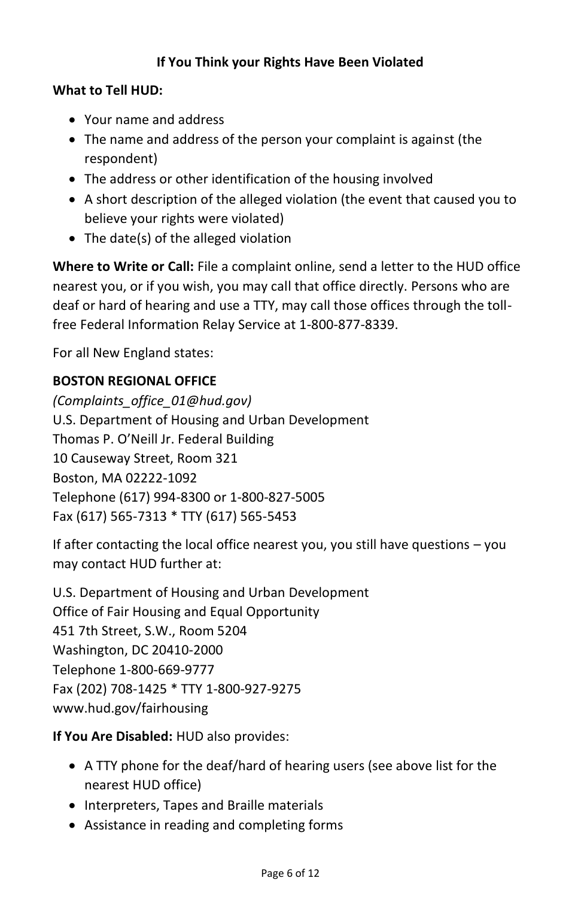## If You Think your Rights Have Been Violated

**What to Tell HUD:**

- Your name and address
- The name and address of the person your complaint is against (the respondent)
- The address or other identification of the housing involved
- A short description of the alleged violation (the event that caused you to believe your rights were violated)
- The date(s) of the alleged violation

**Where to Write or Call:** File a complaint online, send a letter to the HUD office nearest you, or if you wish, you may call that office directly. Persons who are deaf or hard of hearing and use a TTY, may call those offices through the toll-free Federal Information Relay Service at 1-800-877-8339.

For all New England states:

**BOSTON REGIONAL OFFICE**
*(Complaints_office_01@hud.gov)*
U.S. Department of Housing and Urban Development
Thomas P. O'Neill Jr. Federal Building
10 Causeway Street, Room 321
Boston, MA 02222-1092
Telephone (617) 994-8300 or 1-800-827-5005
Fax (617) 565-7313 * TTY (617) 565-5453

If after contacting the local office nearest you, you still have questions – you may contact HUD further at:

U.S. Department of Housing and Urban Development
Office of Fair Housing and Equal Opportunity
451 7th Street, S.W., Room 5204
Washington, DC 20410-2000
Telephone 1-800-669-9777
Fax (202) 708-1425 * TTY 1-800-927-9275
www.hud.gov/fairhousing

**If You Are Disabled:** HUD also provides:

- A TTY phone for the deaf/hard of hearing users (see above list for the nearest HUD office)
- Interpreters, Tapes and Braille materials
- Assistance in reading and completing forms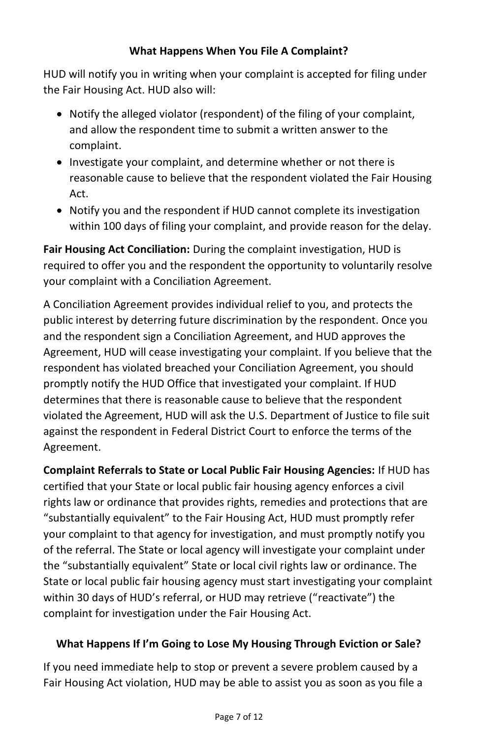## What Happens When You File A Complaint?

HUD will notify you in writing when your complaint is accepted for filing under the Fair Housing Act. HUD also will:

- Notify the alleged violator (respondent) of the filing of your complaint, and allow the respondent time to submit a written answer to the complaint.
- Investigate your complaint, and determine whether or not there is reasonable cause to believe that the respondent violated the Fair Housing Act.
- Notify you and the respondent if HUD cannot complete its investigation within 100 days of filing your complaint, and provide reason for the delay.

**Fair Housing Act Conciliation:** During the complaint investigation, HUD is required to offer you and the respondent the opportunity to voluntarily resolve your complaint with a Conciliation Agreement.

A Conciliation Agreement provides individual relief to you, and protects the public interest by deterring future discrimination by the respondent. Once you and the respondent sign a Conciliation Agreement, and HUD approves the Agreement, HUD will cease investigating your complaint. If you believe that the respondent has violated breached your Conciliation Agreement, you should promptly notify the HUD Office that investigated your complaint. If HUD determines that there is reasonable cause to believe that the respondent violated the Agreement, HUD will ask the U.S. Department of Justice to file suit against the respondent in Federal District Court to enforce the terms of the Agreement.

**Complaint Referrals to State or Local Public Fair Housing Agencies:** If HUD has certified that your State or local public fair housing agency enforces a civil rights law or ordinance that provides rights, remedies and protections that are "substantially equivalent" to the Fair Housing Act, HUD must promptly refer your complaint to that agency for investigation, and must promptly notify you of the referral. The State or local agency will investigate your complaint under the "substantially equivalent" State or local civil rights law or ordinance. The State or local public fair housing agency must start investigating your complaint within 30 days of HUD's referral, or HUD may retrieve ("reactivate") the complaint for investigation under the Fair Housing Act.

## What Happens If I'm Going to Lose My Housing Through Eviction or Sale?

If you need immediate help to stop or prevent a severe problem caused by a Fair Housing Act violation, HUD may be able to assist you as soon as you file a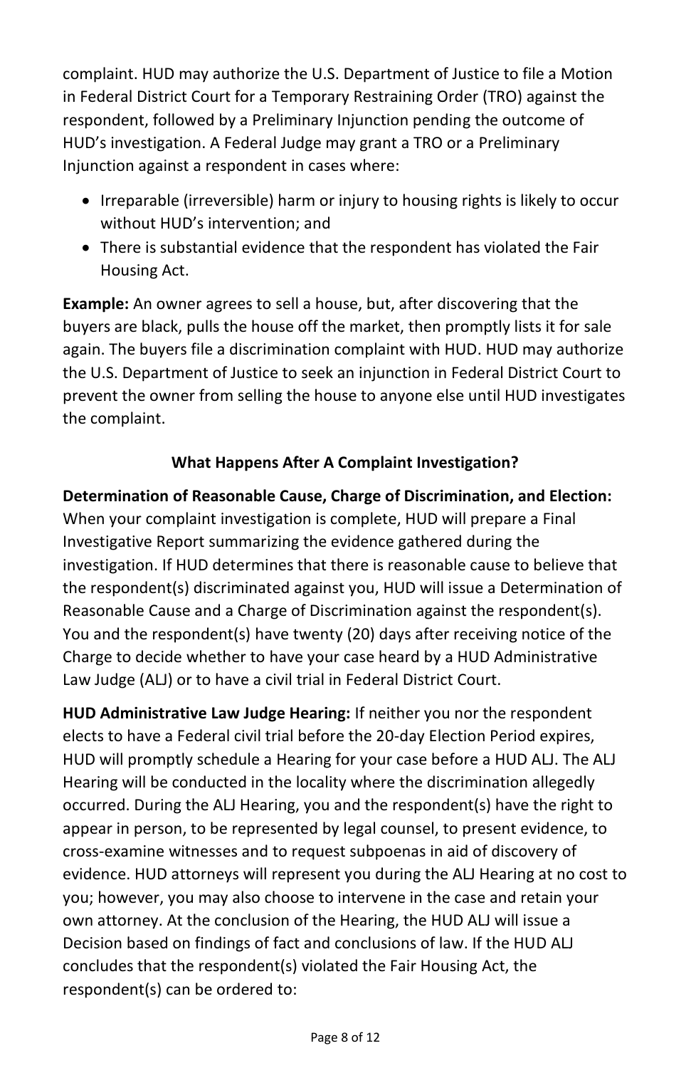complaint. HUD may authorize the U.S. Department of Justice to file a Motion in Federal District Court for a Temporary Restraining Order (TRO) against the respondent, followed by a Preliminary Injunction pending the outcome of HUD's investigation. A Federal Judge may grant a TRO or a Preliminary Injunction against a respondent in cases where:

- Irreparable (irreversible) harm or injury to housing rights is likely to occur without HUD's intervention; and
- There is substantial evidence that the respondent has violated the Fair Housing Act.

**Example:** An owner agrees to sell a house, but, after discovering that the buyers are black, pulls the house off the market, then promptly lists it for sale again. The buyers file a discrimination complaint with HUD. HUD may authorize the U.S. Department of Justice to seek an injunction in Federal District Court to prevent the owner from selling the house to anyone else until HUD investigates the complaint.

## What Happens After A Complaint Investigation?

**Determination of Reasonable Cause, Charge of Discrimination, and Election:** When your complaint investigation is complete, HUD will prepare a Final Investigative Report summarizing the evidence gathered during the investigation. If HUD determines that there is reasonable cause to believe that the respondent(s) discriminated against you, HUD will issue a Determination of Reasonable Cause and a Charge of Discrimination against the respondent(s). You and the respondent(s) have twenty (20) days after receiving notice of the Charge to decide whether to have your case heard by a HUD Administrative Law Judge (ALJ) or to have a civil trial in Federal District Court.

**HUD Administrative Law Judge Hearing:** If neither you nor the respondent elects to have a Federal civil trial before the 20-day Election Period expires, HUD will promptly schedule a Hearing for your case before a HUD ALJ. The ALJ Hearing will be conducted in the locality where the discrimination allegedly occurred. During the ALJ Hearing, you and the respondent(s) have the right to appear in person, to be represented by legal counsel, to present evidence, to cross-examine witnesses and to request subpoenas in aid of discovery of evidence. HUD attorneys will represent you during the ALJ Hearing at no cost to you; however, you may also choose to intervene in the case and retain your own attorney. At the conclusion of the Hearing, the HUD ALJ will issue a Decision based on findings of fact and conclusions of law. If the HUD ALJ concludes that the respondent(s) violated the Fair Housing Act, the respondent(s) can be ordered to: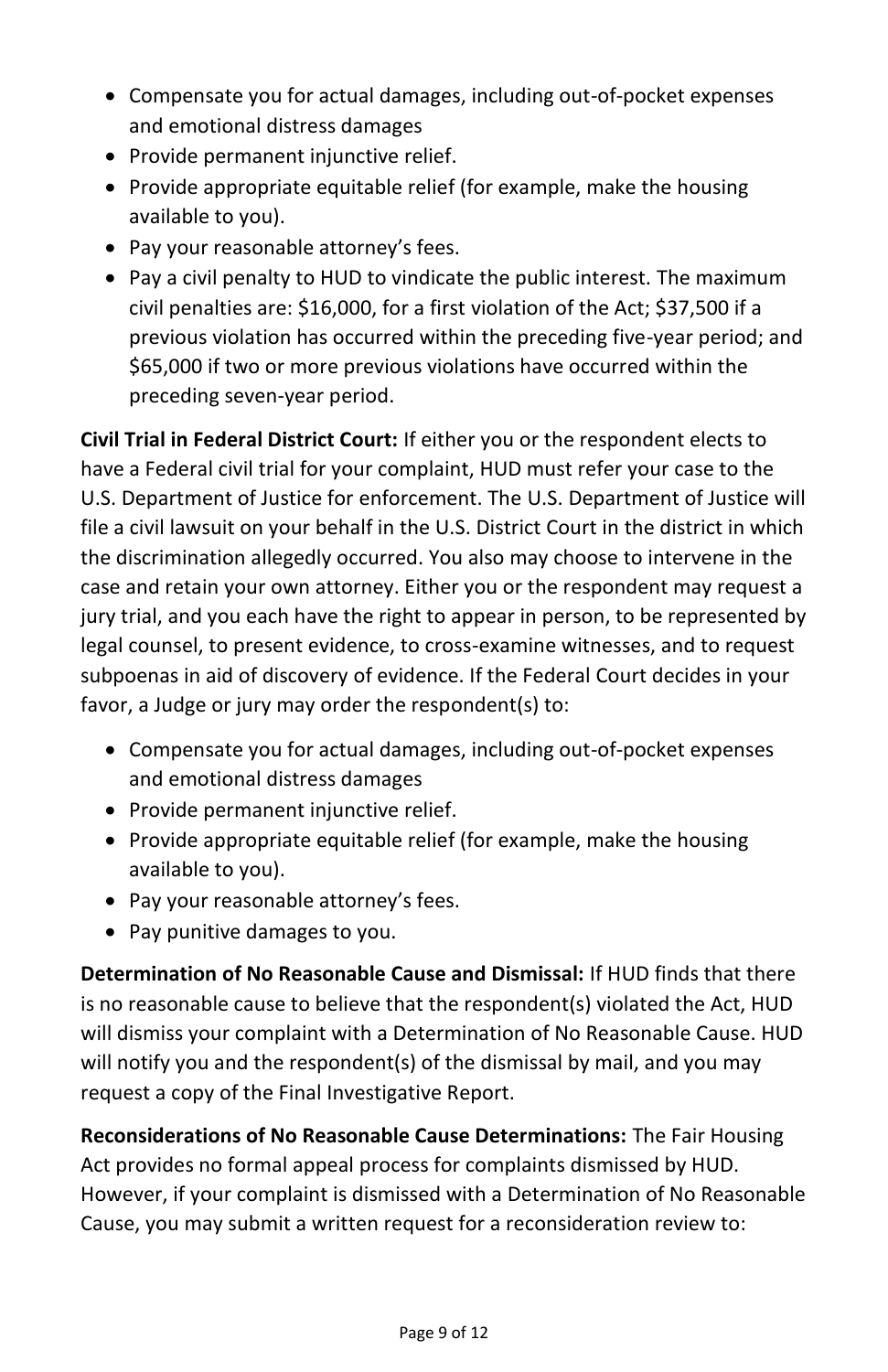- Compensate you for actual damages, including out-of-pocket expenses and emotional distress damages
- Provide permanent injunctive relief.
- Provide appropriate equitable relief (for example, make the housing available to you).
- Pay your reasonable attorney's fees.
- Pay a civil penalty to HUD to vindicate the public interest. The maximum civil penalties are: $16,000, for a first violation of the Act; $37,500 if a previous violation has occurred within the preceding five-year period; and $65,000 if two or more previous violations have occurred within the preceding seven-year period.

**Civil Trial in Federal District Court:** If either you or the respondent elects to have a Federal civil trial for your complaint, HUD must refer your case to the U.S. Department of Justice for enforcement. The U.S. Department of Justice will file a civil lawsuit on your behalf in the U.S. District Court in the district in which the discrimination allegedly occurred. You also may choose to intervene in the case and retain your own attorney. Either you or the respondent may request a jury trial, and you each have the right to appear in person, to be represented by legal counsel, to present evidence, to cross-examine witnesses, and to request subpoenas in aid of discovery of evidence. If the Federal Court decides in your favor, a Judge or jury may order the respondent(s) to:

- Compensate you for actual damages, including out-of-pocket expenses and emotional distress damages
- Provide permanent injunctive relief.
- Provide appropriate equitable relief (for example, make the housing available to you).
- Pay your reasonable attorney's fees.
- Pay punitive damages to you.

**Determination of No Reasonable Cause and Dismissal:** If HUD finds that there is no reasonable cause to believe that the respondent(s) violated the Act, HUD will dismiss your complaint with a Determination of No Reasonable Cause. HUD will notify you and the respondent(s) of the dismissal by mail, and you may request a copy of the Final Investigative Report.

**Reconsiderations of No Reasonable Cause Determinations:** The Fair Housing Act provides no formal appeal process for complaints dismissed by HUD. However, if your complaint is dismissed with a Determination of No Reasonable Cause, you may submit a written request for a reconsideration review to: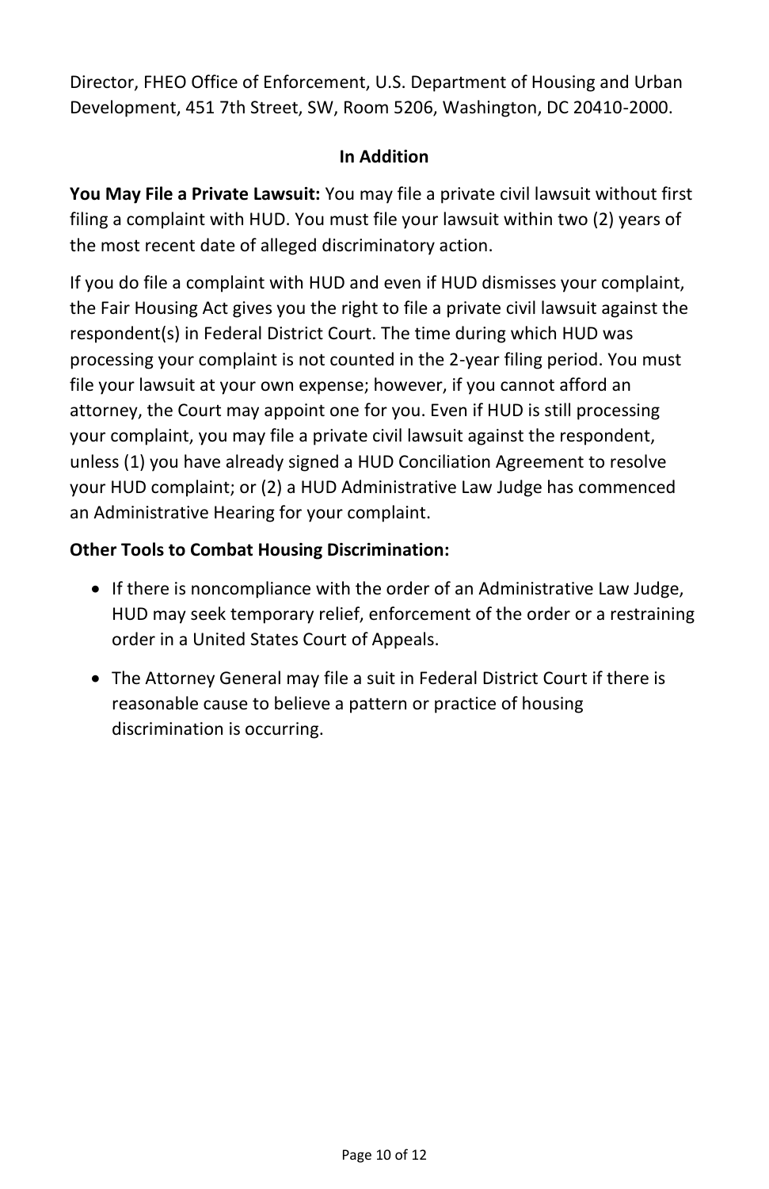Director, FHEO Office of Enforcement, U.S. Department of Housing and Urban Development, 451 7th Street, SW, Room 5206, Washington, DC 20410-2000.

## In Addition

**You May File a Private Lawsuit:** You may file a private civil lawsuit without first filing a complaint with HUD. You must file your lawsuit within two (2) years of the most recent date of alleged discriminatory action.

If you do file a complaint with HUD and even if HUD dismisses your complaint, the Fair Housing Act gives you the right to file a private civil lawsuit against the respondent(s) in Federal District Court. The time during which HUD was processing your complaint is not counted in the 2-year filing period. You must file your lawsuit at your own expense; however, if you cannot afford an attorney, the Court may appoint one for you. Even if HUD is still processing your complaint, you may file a private civil lawsuit against the respondent, unless (1) you have already signed a HUD Conciliation Agreement to resolve your HUD complaint; or (2) a HUD Administrative Law Judge has commenced an Administrative Hearing for your complaint.

**Other Tools to Combat Housing Discrimination:**

- If there is noncompliance with the order of an Administrative Law Judge, HUD may seek temporary relief, enforcement of the order or a restraining order in a United States Court of Appeals.
- The Attorney General may file a suit in Federal District Court if there is reasonable cause to believe a pattern or practice of housing discrimination is occurring.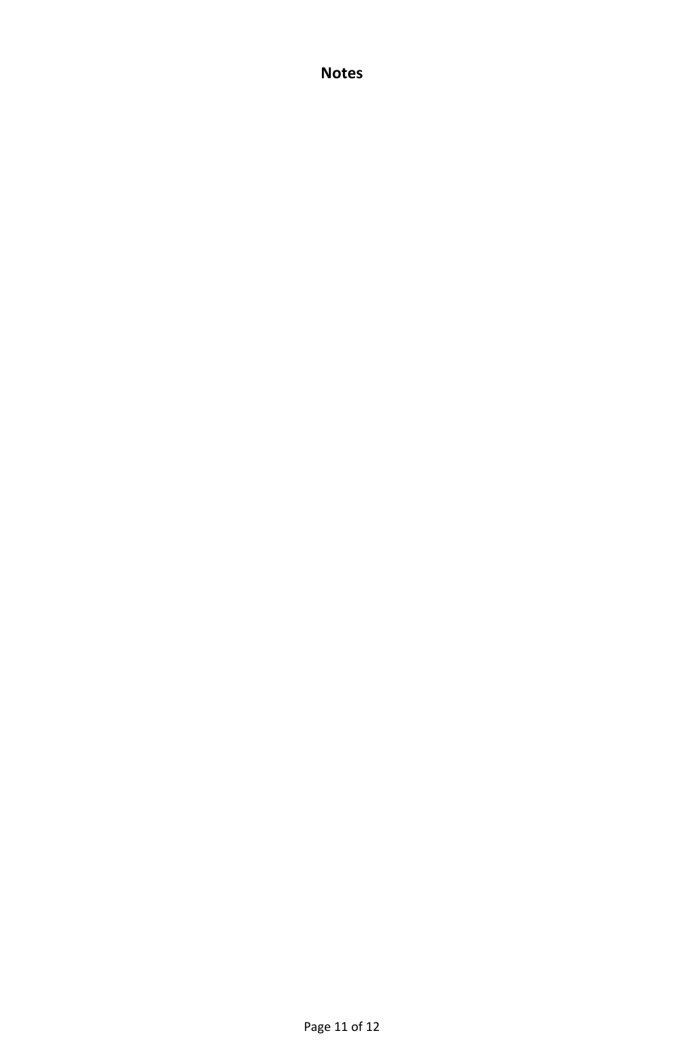**Notes**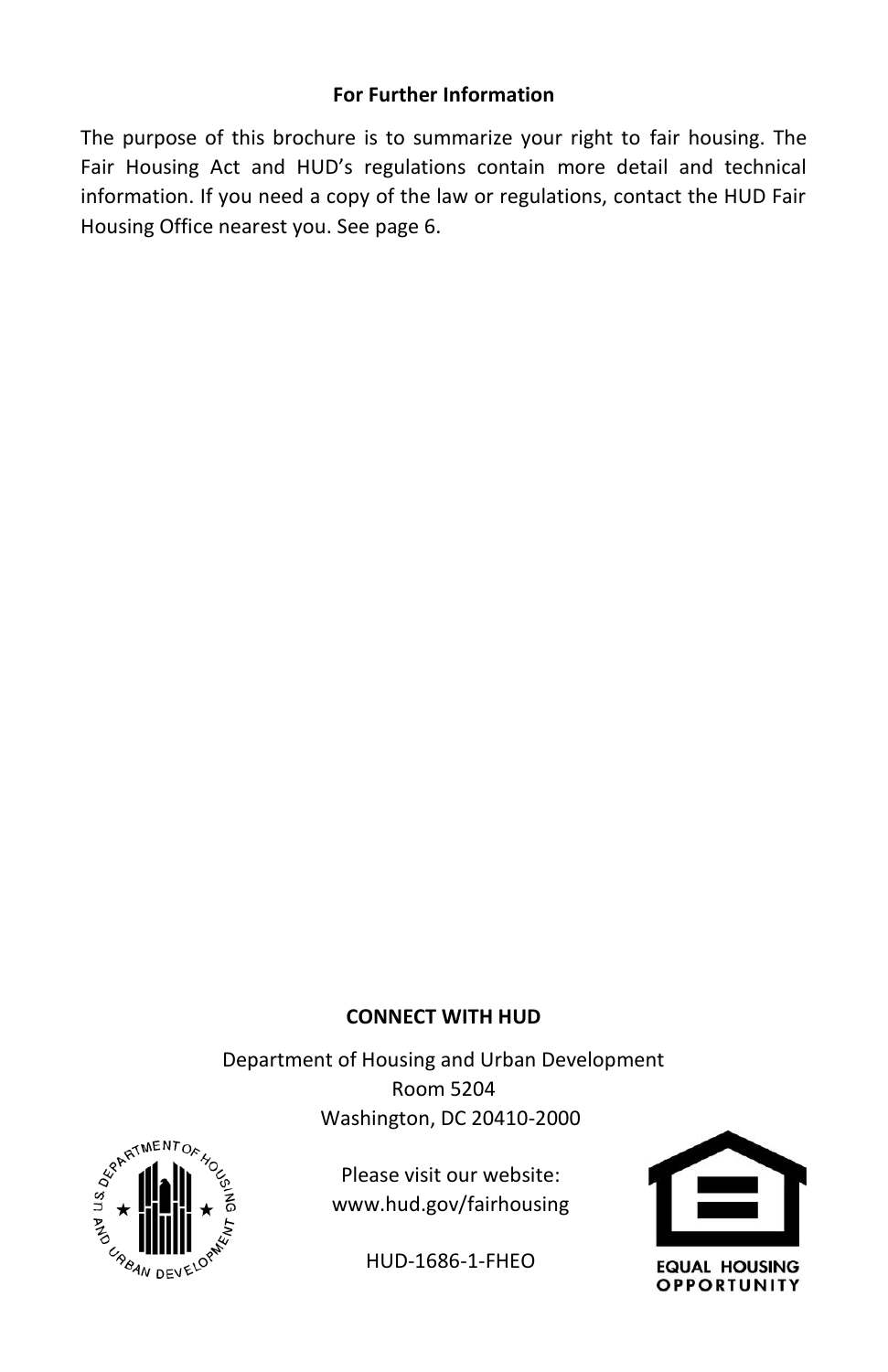## For Further Information

The purpose of this brochure is to summarize your right to fair housing. The Fair Housing Act and HUD's regulations contain more detail and technical information. If you need a copy of the law or regulations, contact the HUD Fair Housing Office nearest you. See page 6.

## CONNECT WITH HUD

Department of Housing and Urban Development
Room 5204
Washington, DC 20410-2000

Please visit our website:
www.hud.gov/fairhousing

HUD-1686-1-FHEO

EQUAL HOUSING OPPORTUNITY